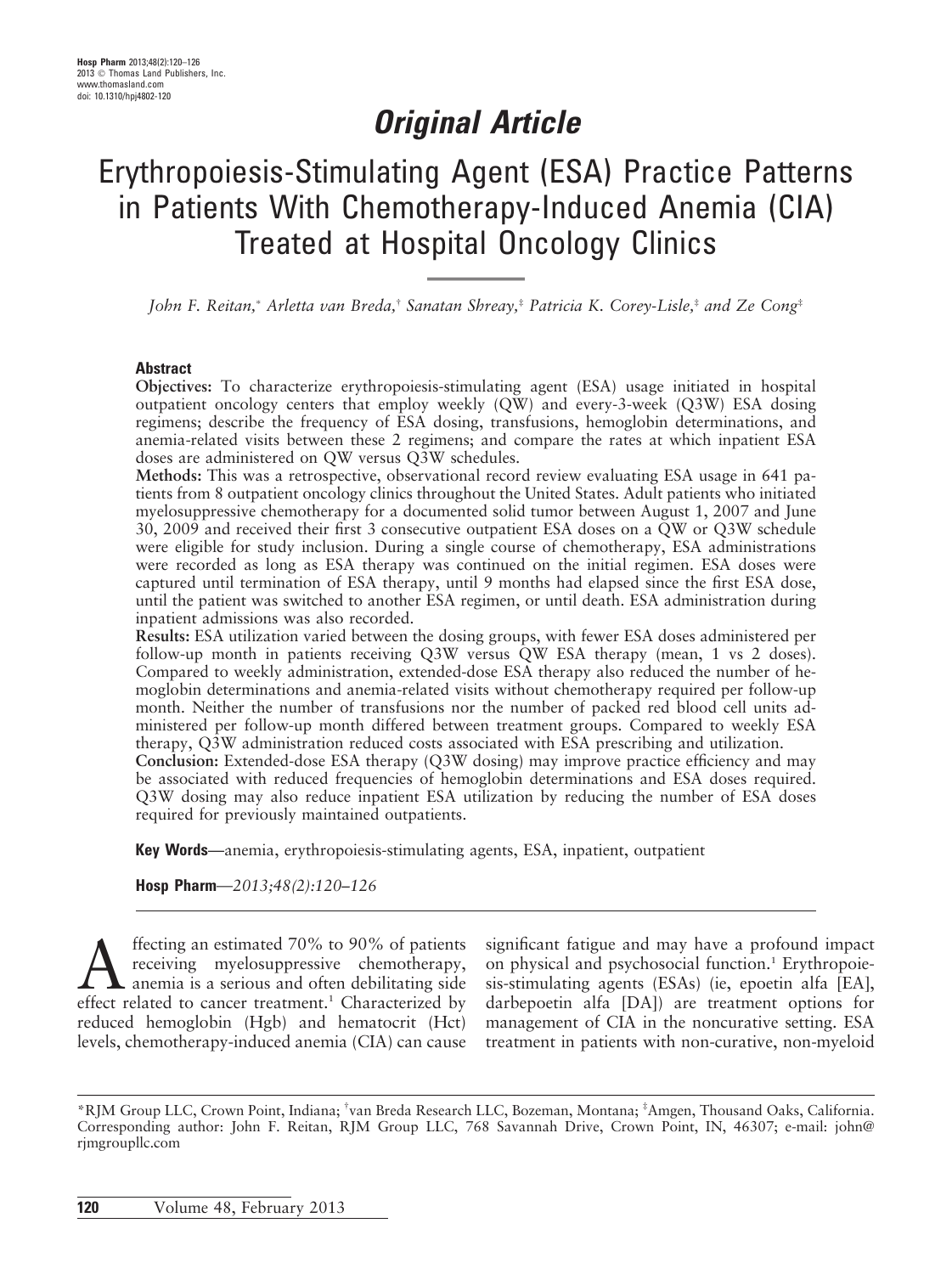## Original Article

# Erythropoiesis-Stimulating Agent (ESA) Practice Patterns in Patients With Chemotherapy-Induced Anemia (CIA) Treated at Hospital Oncology Clinics

*John F. Reitan,[*] Arletta van Breda,[†] Sanatan Shreay,[‡] Patricia K. Corey-Lisle,[‡] and Ze Cong[‡]*

### Abstract

**Objectives:** To characterize erythropoiesis-stimulating agent (ESA) usage initiated in hospital outpatient oncology centers that employ weekly (QW) and every-3-week (Q3W) ESA dosing regimens; describe the frequency of ESA dosing, transfusions, hemoglobin determinations, and anemia-related visits between these 2 regimens; and compare the rates at which inpatient ESA doses are administered on QW versus Q3W schedules.

**Methods:** This was a retrospective, observational record review evaluating ESA usage in 641 patients from 8 outpatient oncology clinics throughout the United States. Adult patients who initiated myelosuppressive chemotherapy for a documented solid tumor between August 1, 2007 and June 30, 2009 and received their first 3 consecutive outpatient ESA doses on a QW or Q3W schedule were eligible for study inclusion. During a single course of chemotherapy, ESA administrations were recorded as long as ESA therapy was continued on the initial regimen. ESA doses were captured until termination of ESA therapy, until 9 months had elapsed since the first ESA dose, until the patient was switched to another ESA regimen, or until death. ESA administration during inpatient admissions was also recorded.

**Results:** ESA utilization varied between the dosing groups, with fewer ESA doses administered per follow-up month in patients receiving Q3W versus QW ESA therapy (mean, 1 vs 2 doses). Compared to weekly administration, extended-dose ESA therapy also reduced the number of hemoglobin determinations and anemia-related visits without chemotherapy required per follow-up month. Neither the number of transfusions nor the number of packed red blood cell units administered per follow-up month differed between treatment groups. Compared to weekly ESA therapy, Q3W administration reduced costs associated with ESA prescribing and utilization.

**Conclusion:** Extended-dose ESA therapy (Q3W dosing) may improve practice efficiency and may be associated with reduced frequencies of hemoglobin determinations and ESA doses required. Q3W dosing may also reduce inpatient ESA utilization by reducing the number of ESA doses required for previously maintained outpatients.

**Key Words**—anemia, erythropoiesis-stimulating agents, ESA, inpatient, outpatient

Affecting an estimated 70% to 90% of patients receiving myelosuppressive chemotherapy, anemia is a serious and often debilitating side effect related to cancer treatment.[1] Characterized by reduced hemoglobin (Hgb) and hematocrit (Hct) levels, chemotherapy-induced anemia (CIA) can cause significant fatigue and may have a profound impact on physical and psychosocial function.[1] Erythropoiesis-stimulating agents (ESAs) (ie, epoetin alfa [EA], darbepoetin alfa [DA]) are treatment options for management of CIA in the noncurative setting. ESA treatment in patients with non-curative, non-myeloid

---

[*]RJM Group LLC, Crown Point, Indiana; [†]van Breda Research LLC, Bozeman, Montana; [‡]Amgen, Thousand Oaks, California. Corresponding author: John F. Reitan, RJM Group LLC, 768 Savannah Drive, Crown Point, IN, 46307; e-mail: john@rjmgroupllc.com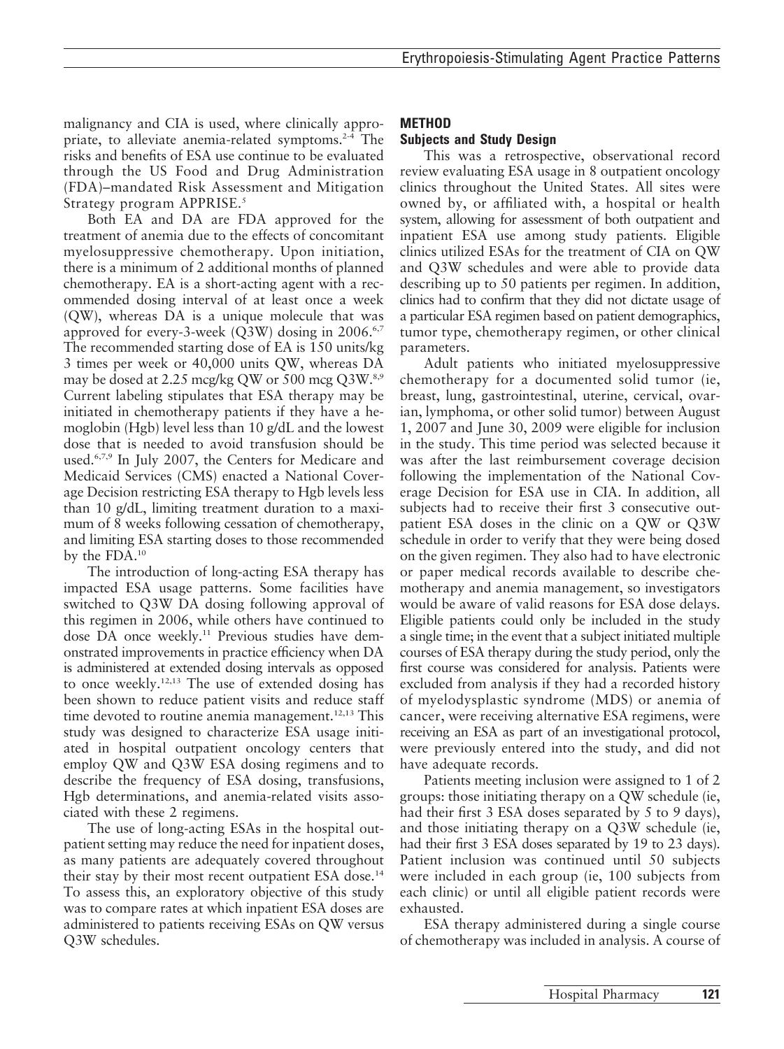malignancy and CIA is used, where clinically appropriate, to alleviate anemia-related symptoms.[2-4] The risks and benefits of ESA use continue to be evaluated through the US Food and Drug Administration (FDA)–mandated Risk Assessment and Mitigation Strategy program APPRISE.[5]

Both EA and DA are FDA approved for the treatment of anemia due to the effects of concomitant myelosuppressive chemotherapy. Upon initiation, there is a minimum of 2 additional months of planned chemotherapy. EA is a short-acting agent with a recommended dosing interval of at least once a week (QW), whereas DA is a unique molecule that was approved for every-3-week (Q3W) dosing in 2006.[6,7] The recommended starting dose of EA is 150 units/kg 3 times per week or 40,000 units QW, whereas DA may be dosed at 2.25 mcg/kg QW or 500 mcg Q3W.[8,9] Current labeling stipulates that ESA therapy may be initiated in chemotherapy patients if they have a hemoglobin (Hgb) level less than 10 g/dL and the lowest dose that is needed to avoid transfusion should be used.[6,7,9] In July 2007, the Centers for Medicare and Medicaid Services (CMS) enacted a National Coverage Decision restricting ESA therapy to Hgb levels less than 10 g/dL, limiting treatment duration to a maximum of 8 weeks following cessation of chemotherapy, and limiting ESA starting doses to those recommended by the FDA.[10]

The introduction of long-acting ESA therapy has impacted ESA usage patterns. Some facilities have switched to Q3W DA dosing following approval of this regimen in 2006, while others have continued to dose DA once weekly.[11] Previous studies have demonstrated improvements in practice efficiency when DA is administered at extended dosing intervals as opposed to once weekly.[12,13] The use of extended dosing has been shown to reduce patient visits and reduce staff time devoted to routine anemia management.[12,13] This study was designed to characterize ESA usage initiated in hospital outpatient oncology centers that employ QW and Q3W ESA dosing regimens and to describe the frequency of ESA dosing, transfusions, Hgb determinations, and anemia-related visits associated with these 2 regimens.

The use of long-acting ESAs in the hospital outpatient setting may reduce the need for inpatient doses, as many patients are adequately covered throughout their stay by their most recent outpatient ESA dose.[14] To assess this, an exploratory objective of this study was to compare rates at which inpatient ESA doses are administered to patients receiving ESAs on QW versus Q3W schedules.

## METHOD

### Subjects and Study Design

This was a retrospective, observational record review evaluating ESA usage in 8 outpatient oncology clinics throughout the United States. All sites were owned by, or affiliated with, a hospital or health system, allowing for assessment of both outpatient and inpatient ESA use among study patients. Eligible clinics utilized ESAs for the treatment of CIA on QW and Q3W schedules and were able to provide data describing up to 50 patients per regimen. In addition, clinics had to confirm that they did not dictate usage of a particular ESA regimen based on patient demographics, tumor type, chemotherapy regimen, or other clinical parameters.

Adult patients who initiated myelosuppressive chemotherapy for a documented solid tumor (ie, breast, lung, gastrointestinal, uterine, cervical, ovarian, lymphoma, or other solid tumor) between August 1, 2007 and June 30, 2009 were eligible for inclusion in the study. This time period was selected because it was after the last reimbursement coverage decision following the implementation of the National Coverage Decision for ESA use in CIA. In addition, all subjects had to receive their first 3 consecutive outpatient ESA doses in the clinic on a QW or Q3W schedule in order to verify that they were being dosed on the given regimen. They also had to have electronic or paper medical records available to describe chemotherapy and anemia management, so investigators would be aware of valid reasons for ESA dose delays. Eligible patients could only be included in the study a single time; in the event that a subject initiated multiple courses of ESA therapy during the study period, only the first course was considered for analysis. Patients were excluded from analysis if they had a recorded history of myelodysplastic syndrome (MDS) or anemia of cancer, were receiving alternative ESA regimens, were receiving an ESA as part of an investigational protocol, were previously entered into the study, and did not have adequate records.

Patients meeting inclusion were assigned to 1 of 2 groups: those initiating therapy on a QW schedule (ie, had their first 3 ESA doses separated by 5 to 9 days), and those initiating therapy on a Q3W schedule (ie, had their first 3 ESA doses separated by 19 to 23 days). Patient inclusion was continued until 50 subjects were included in each group (ie, 100 subjects from each clinic) or until all eligible patient records were exhausted.

ESA therapy administered during a single course of chemotherapy was included in analysis. A course of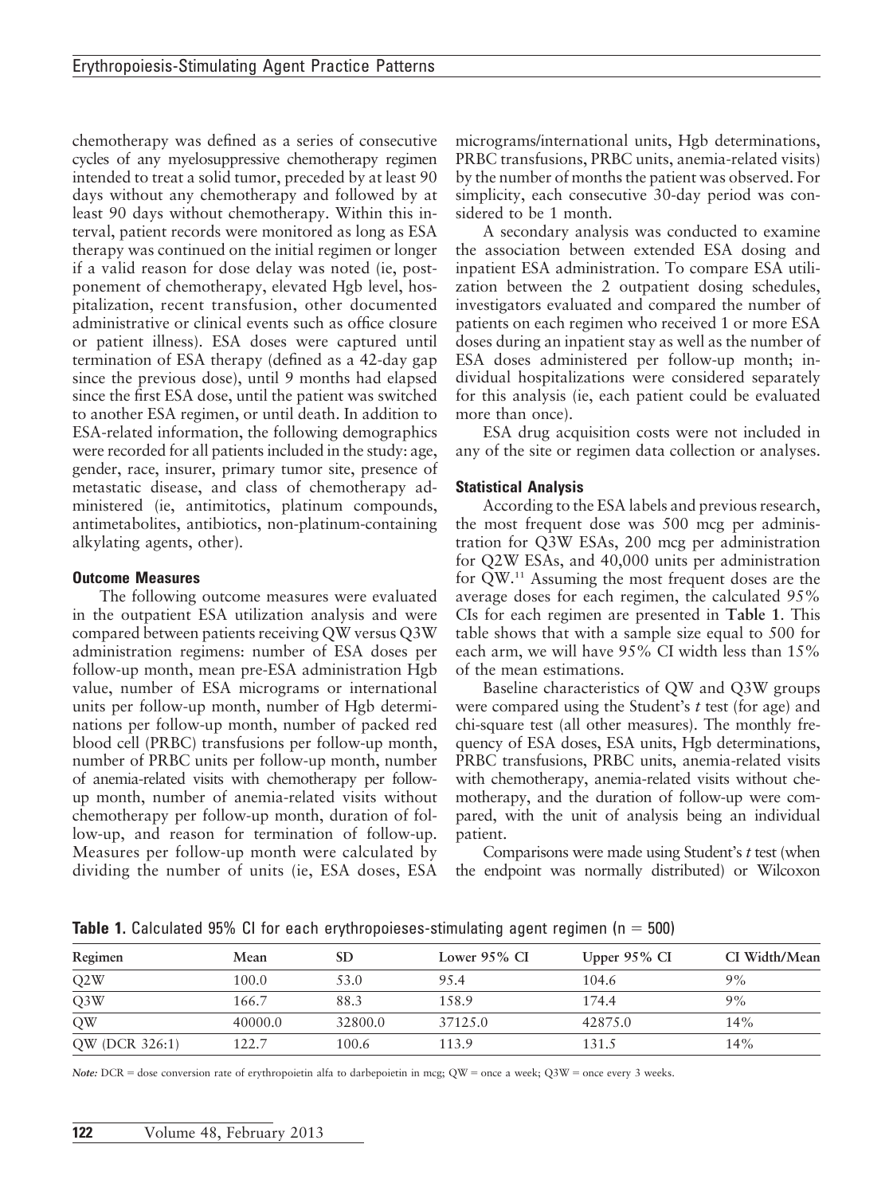chemotherapy was defined as a series of consecutive cycles of any myelosuppressive chemotherapy regimen intended to treat a solid tumor, preceded by at least 90 days without any chemotherapy and followed by at least 90 days without chemotherapy. Within this interval, patient records were monitored as long as ESA therapy was continued on the initial regimen or longer if a valid reason for dose delay was noted (ie, postponement of chemotherapy, elevated Hgb level, hospitalization, recent transfusion, other documented administrative or clinical events such as office closure or patient illness). ESA doses were captured until termination of ESA therapy (defined as a 42-day gap since the previous dose), until 9 months had elapsed since the first ESA dose, until the patient was switched to another ESA regimen, or until death. In addition to ESA-related information, the following demographics were recorded for all patients included in the study: age, gender, race, insurer, primary tumor site, presence of metastatic disease, and class of chemotherapy administered (ie, antimitotics, platinum compounds, antimetabolites, antibiotics, non-platinum-containing alkylating agents, other).

### Outcome Measures

The following outcome measures were evaluated in the outpatient ESA utilization analysis and were compared between patients receiving QW versus Q3W administration regimens: number of ESA doses per follow-up month, mean pre-ESA administration Hgb value, number of ESA micrograms or international units per follow-up month, number of Hgb determinations per follow-up month, number of packed red blood cell (PRBC) transfusions per follow-up month, number of PRBC units per follow-up month, number of anemia-related visits with chemotherapy per follow-up month, number of anemia-related visits without chemotherapy per follow-up month, duration of follow-up, and reason for termination of follow-up. Measures per follow-up month were calculated by dividing the number of units (ie, ESA doses, ESA micrograms/international units, Hgb determinations, PRBC transfusions, PRBC units, anemia-related visits) by the number of months the patient was observed. For simplicity, each consecutive 30-day period was considered to be 1 month.

A secondary analysis was conducted to examine the association between extended ESA dosing and inpatient ESA administration. To compare ESA utilization between the 2 outpatient dosing schedules, investigators evaluated and compared the number of patients on each regimen who received 1 or more ESA doses during an inpatient stay as well as the number of ESA doses administered per follow-up month; individual hospitalizations were considered separately for this analysis (ie, each patient could be evaluated more than once).

ESA drug acquisition costs were not included in any of the site or regimen data collection or analyses.

### Statistical Analysis

According to the ESA labels and previous research, the most frequent dose was 500 mcg per administration for Q3W ESAs, 200 mcg per administration for Q2W ESAs, and 40,000 units per administration for QW.[11] Assuming the most frequent doses are the average doses for each regimen, the calculated 95% CIs for each regimen are presented in **Table 1**. This table shows that with a sample size equal to 500 for each arm, we will have 95% CI width less than 15% of the mean estimations.

Baseline characteristics of QW and Q3W groups were compared using the Student's *t* test (for age) and chi-square test (all other measures). The monthly frequency of ESA doses, ESA units, Hgb determinations, PRBC transfusions, PRBC units, anemia-related visits with chemotherapy, anemia-related visits without chemotherapy, and the duration of follow-up were compared, with the unit of analysis being an individual patient.

Comparisons were made using Student's *t* test (when the endpoint was normally distributed) or Wilcoxon

**Table 1.** Calculated 95% CI for each erythropoieses-stimulating agent regimen (n = 500)

| Regimen | Mean | SD | Lower 95% CI | Upper 95% CI | CI Width/Mean |
|---|---|---|---|---|---|
| Q2W | 100.0 | 53.0 | 95.4 | 104.6 | 9% |
| Q3W | 166.7 | 88.3 | 158.9 | 174.4 | 9% |
| QW | 40000.0 | 32800.0 | 37125.0 | 42875.0 | 14% |
| QW (DCR 326:1) | 122.7 | 100.6 | 113.9 | 131.5 | 14% |

*Note:* DCR = dose conversion rate of erythropoietin alfa to darbepoietin in mcg; QW = once a week; Q3W = once every 3 weeks.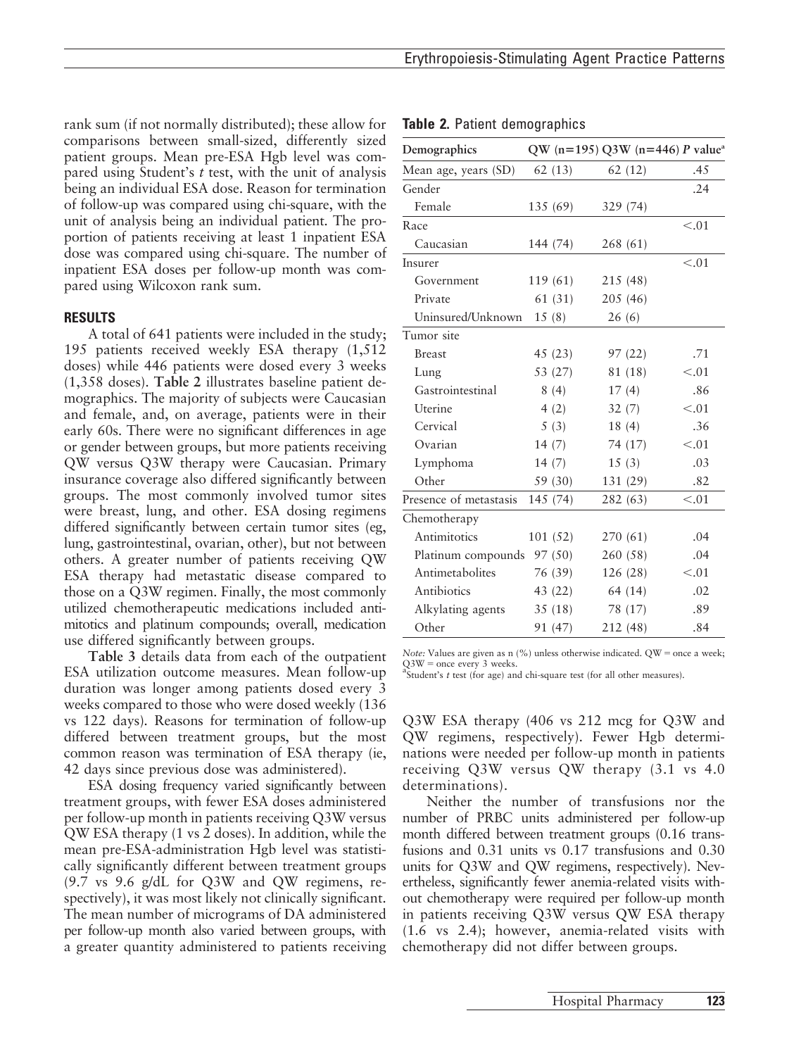rank sum (if not normally distributed); these allow for comparisons between small-sized, differently sized patient groups. Mean pre-ESA Hgb level was compared using Student's *t* test, with the unit of analysis being an individual ESA dose. Reason for termination of follow-up was compared using chi-square, with the unit of analysis being an individual patient. The proportion of patients receiving at least 1 inpatient ESA dose was compared using chi-square. The number of inpatient ESA doses per follow-up month was compared using Wilcoxon rank sum.

## RESULTS

A total of 641 patients were included in the study; 195 patients received weekly ESA therapy (1,512 doses) while 446 patients were dosed every 3 weeks (1,358 doses). **Table 2** illustrates baseline patient demographics. The majority of subjects were Caucasian and female, and, on average, patients were in their early 60s. There were no significant differences in age or gender between groups, but more patients receiving QW versus Q3W therapy were Caucasian. Primary insurance coverage also differed significantly between groups. The most commonly involved tumor sites were breast, lung, and other. ESA dosing regimens differed significantly between certain tumor sites (eg, lung, gastrointestinal, ovarian, other), but not between others. A greater number of patients receiving QW ESA therapy had metastatic disease compared to those on a Q3W regimen. Finally, the most commonly utilized chemotherapeutic medications included antimitotics and platinum compounds; overall, medication use differed significantly between groups.

**Table 2.** Patient demographics

| Demographics | QW (n=195) | Q3W (n=446) | *P* value[a] |
|---|---|---|---|
| Mean age, years (SD) | 62 (13) | 62 (12) | .45 |
| Gender | | | .24 |
| Female | 135 (69) | 329 (74) | |
| Race | | | <.01 |
| Caucasian | 144 (74) | 268 (61) | |
| Insurer | | | <.01 |
| Government | 119 (61) | 215 (48) | |
| Private | 61 (31) | 205 (46) | |
| Uninsured/Unknown | 15 (8) | 26 (6) | |
| Tumor site | | | |
| Breast | 45 (23) | 97 (22) | .71 |
| Lung | 53 (27) | 81 (18) | <.01 |
| Gastrointestinal | 8 (4) | 17 (4) | .86 |
| Uterine | 4 (2) | 32 (7) | <.01 |
| Cervical | 5 (3) | 18 (4) | .36 |
| Ovarian | 14 (7) | 74 (17) | <.01 |
| Lymphoma | 14 (7) | 15 (3) | .03 |
| Other | 59 (30) | 131 (29) | .82 |
| Presence of metastasis | 145 (74) | 282 (63) | <.01 |
| Chemotherapy | | | |
| Antimitotics | 101 (52) | 270 (61) | .04 |
| Platinum compounds | 97 (50) | 260 (58) | .04 |
| Antimetabolites | 76 (39) | 126 (28) | <.01 |
| Antibiotics | 43 (22) | 64 (14) | .02 |
| Alkylating agents | 35 (18) | 78 (17) | .89 |
| Other | 91 (47) | 212 (48) | .84 |

*Note:* Values are given as n (%) unless otherwise indicated. QW = once a week; Q3W = once every 3 weeks.
[a]Student's *t* test (for age) and chi-square test (for all other measures).

**Table 3** details data from each of the outpatient ESA utilization outcome measures. Mean follow-up duration was longer among patients dosed every 3 weeks compared to those who were dosed weekly (136 vs 122 days). Reasons for termination of follow-up differed between treatment groups, but the most common reason was termination of ESA therapy (ie, 42 days since previous dose was administered).

ESA dosing frequency varied significantly between treatment groups, with fewer ESA doses administered per follow-up month in patients receiving Q3W versus QW ESA therapy (1 vs 2 doses). In addition, while the mean pre-ESA-administration Hgb level was statistically significantly different between treatment groups (9.7 vs 9.6 g/dL for Q3W and QW regimens, respectively), it was most likely not clinically significant. The mean number of micrograms of DA administered per follow-up month also varied between groups, with a greater quantity administered to patients receiving Q3W ESA therapy (406 vs 212 mcg for Q3W and QW regimens, respectively). Fewer Hgb determinations were needed per follow-up month in patients receiving Q3W versus QW therapy (3.1 vs 4.0 determinations).

Neither the number of transfusions nor the number of PRBC units administered per follow-up month differed between treatment groups (0.16 transfusions and 0.31 units vs 0.17 transfusions and 0.30 units for Q3W and QW regimens, respectively). Nevertheless, significantly fewer anemia-related visits without chemotherapy were required per follow-up month in patients receiving Q3W versus QW ESA therapy (1.6 vs 2.4); however, anemia-related visits with chemotherapy did not differ between groups.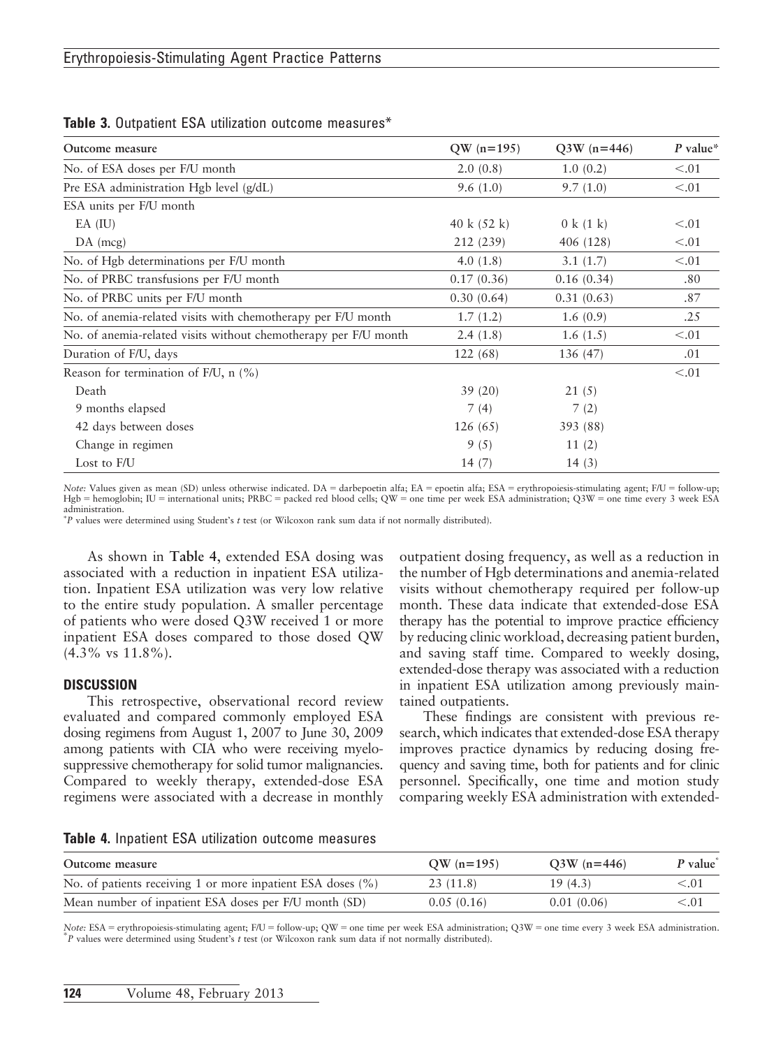**Table 3.** Outpatient ESA utilization outcome measures*

| Outcome measure | QW (n=195) | Q3W (n=446) | P value* |
|---|---|---|---|
| No. of ESA doses per F/U month | 2.0 (0.8) | 1.0 (0.2) | <.01 |
| Pre ESA administration Hgb level (g/dL) | 9.6 (1.0) | 9.7 (1.0) | <.01 |
| ESA units per F/U month | | | |
| EA (IU) | 40 k (52 k) | 0 k (1 k) | <.01 |
| DA (mcg) | 212 (239) | 406 (128) | <.01 |
| No. of Hgb determinations per F/U month | 4.0 (1.8) | 3.1 (1.7) | <.01 |
| No. of PRBC transfusions per F/U month | 0.17 (0.36) | 0.16 (0.34) | .80 |
| No. of PRBC units per F/U month | 0.30 (0.64) | 0.31 (0.63) | .87 |
| No. of anemia-related visits with chemotherapy per F/U month | 1.7 (1.2) | 1.6 (0.9) | .25 |
| No. of anemia-related visits without chemotherapy per F/U month | 2.4 (1.8) | 1.6 (1.5) | <.01 |
| Duration of F/U, days | 122 (68) | 136 (47) | .01 |
| Reason for termination of F/U, n (%) | | | <.01 |
| Death | 39 (20) | 21 (5) | |
| 9 months elapsed | 7 (4) | 7 (2) | |
| 42 days between doses | 126 (65) | 393 (88) | |
| Change in regimen | 9 (5) | 11 (2) | |
| Lost to F/U | 14 (7) | 14 (3) | |

*Note:* Values given as mean (SD) unless otherwise indicated. DA = darbepoetin alfa; EA = epoetin alfa; ESA = erythropoiesis-stimulating agent; F/U = follow-up; Hgb = hemoglobin; IU = international units; PRBC = packed red blood cells; QW = one time per week ESA administration; Q3W = one time every 3 week ESA administration.
*P values were determined using Student's *t* test (or Wilcoxon rank sum data if not normally distributed).

As shown in **Table 4**, extended ESA dosing was associated with a reduction in inpatient ESA utilization. Inpatient ESA utilization was very low relative to the entire study population. A smaller percentage of patients who were dosed Q3W received 1 or more inpatient ESA doses compared to those dosed QW (4.3% vs 11.8%).

## DISCUSSION

This retrospective, observational record review evaluated and compared commonly employed ESA dosing regimens from August 1, 2007 to June 30, 2009 among patients with CIA who were receiving myelosuppressive chemotherapy for solid tumor malignancies. Compared to weekly therapy, extended-dose ESA regimens were associated with a decrease in monthly outpatient dosing frequency, as well as a reduction in the number of Hgb determinations and anemia-related visits without chemotherapy required per follow-up month. These data indicate that extended-dose ESA therapy has the potential to improve practice efficiency by reducing clinic workload, decreasing patient burden, and saving staff time. Compared to weekly dosing, extended-dose therapy was associated with a reduction in inpatient ESA utilization among previously maintained outpatients.

These findings are consistent with previous research, which indicates that extended-dose ESA therapy improves practice dynamics by reducing dosing frequency and saving time, both for patients and for clinic personnel. Specifically, one time and motion study comparing weekly ESA administration with extended-

**Table 4.** Inpatient ESA utilization outcome measures

| Outcome measure | QW (n=195) | Q3W (n=446) | P value* |
|---|---|---|---|
| No. of patients receiving 1 or more inpatient ESA doses (%) | 23 (11.8) | 19 (4.3) | <.01 |
| Mean number of inpatient ESA doses per F/U month (SD) | 0.05 (0.16) | 0.01 (0.06) | <.01 |

*Note:* ESA = erythropoiesis-stimulating agent; F/U = follow-up; QW = one time per week ESA administration; Q3W = one time every 3 week ESA administration.
*P values were determined using Student's *t* test (or Wilcoxon rank sum data if not normally distributed).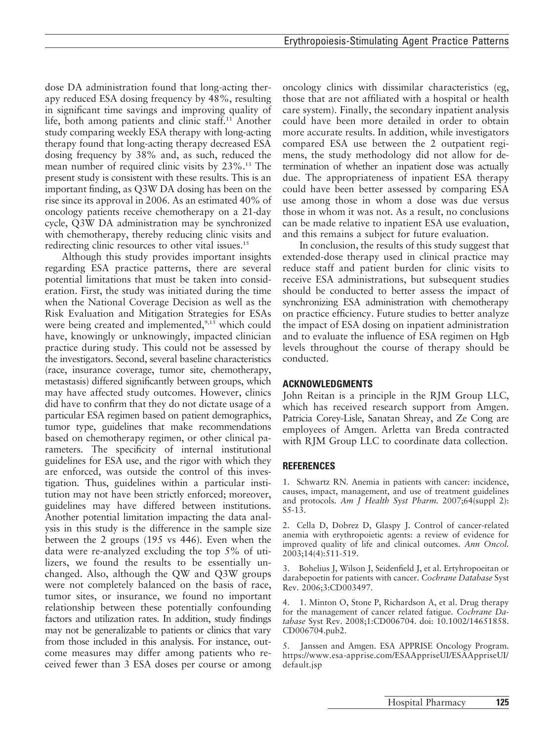dose DA administration found that long-acting therapy reduced ESA dosing frequency by 48%, resulting in significant time savings and improving quality of life, both among patients and clinic staff.[11] Another study comparing weekly ESA therapy with long-acting therapy found that long-acting therapy decreased ESA dosing frequency by 38% and, as such, reduced the mean number of required clinic visits by 23%.[13] The present study is consistent with these results. This is an important finding, as Q3W DA dosing has been on the rise since its approval in 2006. As an estimated 40% of oncology patients receive chemotherapy on a 21-day cycle, Q3W DA administration may be synchronized with chemotherapy, thereby reducing clinic visits and redirecting clinic resources to other vital issues.[15]

Although this study provides important insights regarding ESA practice patterns, there are several potential limitations that must be taken into consideration. First, the study was initiated during the time when the National Coverage Decision as well as the Risk Evaluation and Mitigation Strategies for ESAs were being created and implemented,[9,15] which could have, knowingly or unknowingly, impacted clinician practice during study. This could not be assessed by the investigators. Second, several baseline characteristics (race, insurance coverage, tumor site, chemotherapy, metastasis) differed significantly between groups, which may have affected study outcomes. However, clinics did have to confirm that they do not dictate usage of a particular ESA regimen based on patient demographics, tumor type, guidelines that make recommendations based on chemotherapy regimen, or other clinical parameters. The specificity of internal institutional guidelines for ESA use, and the rigor with which they are enforced, was outside the control of this investigation. Thus, guidelines within a particular institution may not have been strictly enforced; moreover, guidelines may have differed between institutions. Another potential limitation impacting the data analysis in this study is the difference in the sample size between the 2 groups (195 vs 446). Even when the data were re-analyzed excluding the top 5% of utilizers, we found the results to be essentially unchanged. Also, although the QW and Q3W groups were not completely balanced on the basis of race, tumor sites, or insurance, we found no important relationship between these potentially confounding factors and utilization rates. In addition, study findings may not be generalizable to patients or clinics that vary from those included in this analysis. For instance, outcome measures may differ among patients who received fewer than 3 ESA doses per course or among oncology clinics with dissimilar characteristics (eg, those that are not affiliated with a hospital or health care system). Finally, the secondary inpatient analysis could have been more detailed in order to obtain more accurate results. In addition, while investigators compared ESA use between the 2 outpatient regimens, the study methodology did not allow for determination of whether an inpatient dose was actually due. The appropriateness of inpatient ESA therapy could have been better assessed by comparing ESA use among those in whom a dose was due versus those in whom it was not. As a result, no conclusions can be made relative to inpatient ESA use evaluation, and this remains a subject for future evaluation.

In conclusion, the results of this study suggest that extended-dose therapy used in clinical practice may reduce staff and patient burden for clinic visits to receive ESA administrations, but subsequent studies should be conducted to better assess the impact of synchronizing ESA administration with chemotherapy on practice efficiency. Future studies to better analyze the impact of ESA dosing on inpatient administration and to evaluate the influence of ESA regimen on Hgb levels throughout the course of therapy should be conducted.

## ACKNOWLEDGMENTS

John Reitan is a principle in the RJM Group LLC, which has received research support from Amgen. Patricia Corey-Lisle, Sanatan Shreay, and Ze Cong are employees of Amgen. Arletta van Breda contracted with RJM Group LLC to coordinate data collection.

## REFERENCES

1. Schwartz RN. Anemia in patients with cancer: incidence, causes, impact, management, and use of treatment guidelines and protocols. *Am J Health Syst Pharm.* 2007;64(suppl 2): S5-13.

2. Cella D, Dobrez D, Glaspy J. Control of cancer-related anemia with erythropoietic agents: a review of evidence for improved quality of life and clinical outcomes. *Ann Oncol.* 2003;14(4):511-519.

3. Bohelius J, Wilson J, Seidenfield J, et al. Ertyhropoeitan or darabepoetin for patients with cancer. *Cochrane Database* Syst Rev. 2006;3:CD003497.

4. 1. Minton O, Stone P, Richardson A, et al. Drug therapy for the management of cancer related fatigue. *Cochrane Database* Syst Rev. 2008;1:CD006704. doi: 10.1002/14651858.CD006704.pub2.

5. Janssen and Amgen. ESA APPRISE Oncology Program. https://www.esa-apprise.com/ESAAppriseUI/ESAAppriseUI/default.jsp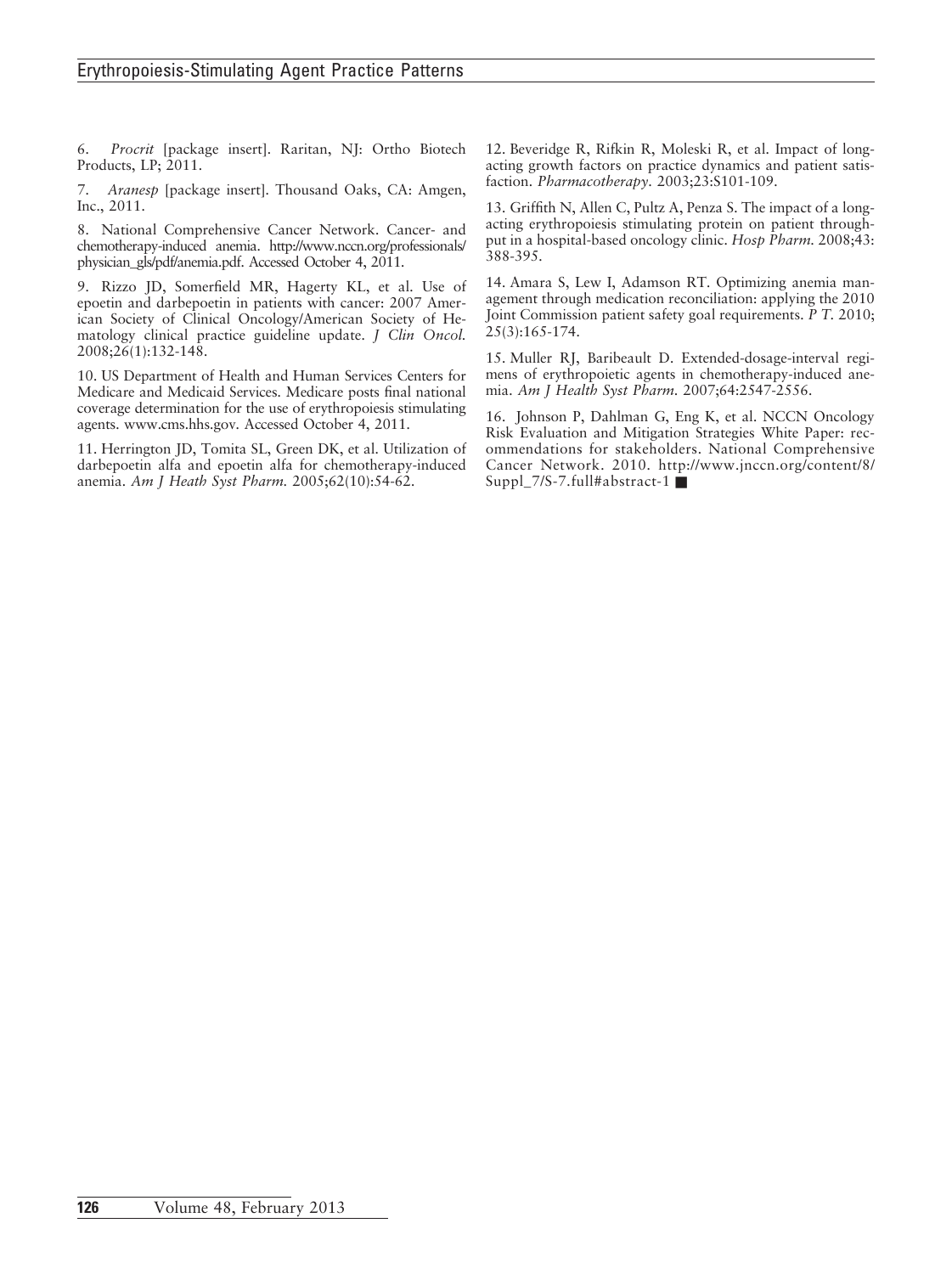6. *Procrit* [package insert]. Raritan, NJ: Ortho Biotech Products, LP; 2011.

7. *Aranesp* [package insert]. Thousand Oaks, CA: Amgen, Inc., 2011.

8. National Comprehensive Cancer Network. Cancer- and chemotherapy-induced anemia. http://www.nccn.org/professionals/physician_gls/pdf/anemia.pdf. Accessed October 4, 2011.

9. Rizzo JD, Somerfield MR, Hagerty KL, et al. Use of epoetin and darbepoetin in patients with cancer: 2007 American Society of Clinical Oncology/American Society of Hematology clinical practice guideline update. *J Clin Oncol.* 2008;26(1):132-148.

10. US Department of Health and Human Services Centers for Medicare and Medicaid Services. Medicare posts final national coverage determination for the use of erythropoiesis stimulating agents. www.cms.hhs.gov. Accessed October 4, 2011.

11. Herrington JD, Tomita SL, Green DK, et al. Utilization of darbepoetin alfa and epoetin alfa for chemotherapy-induced anemia. *Am J Heath Syst Pharm.* 2005;62(10):54-62.

12. Beveridge R, Rifkin R, Moleski R, et al. Impact of long-acting growth factors on practice dynamics and patient satisfaction. *Pharmacotherapy.* 2003;23:S101-109.

13. Griffith N, Allen C, Pultz A, Penza S. The impact of a long-acting erythropoiesis stimulating protein on patient throughput in a hospital-based oncology clinic. *Hosp Pharm.* 2008;43: 388-395.

14. Amara S, Lew I, Adamson RT. Optimizing anemia management through medication reconciliation: applying the 2010 Joint Commission patient safety goal requirements. *P T.* 2010; 25(3):165-174.

15. Muller RJ, Baribeault D. Extended-dosage-interval regimens of erythropoietic agents in chemotherapy-induced anemia. *Am J Health Syst Pharm.* 2007;64:2547-2556.

16. Johnson P, Dahlman G, Eng K, et al. NCCN Oncology Risk Evaluation and Mitigation Strategies White Paper: recommendations for stakeholders. National Comprehensive Cancer Network. 2010. http://www.jnccn.org/content/8/Suppl_7/S-7.full#abstract-1 ■